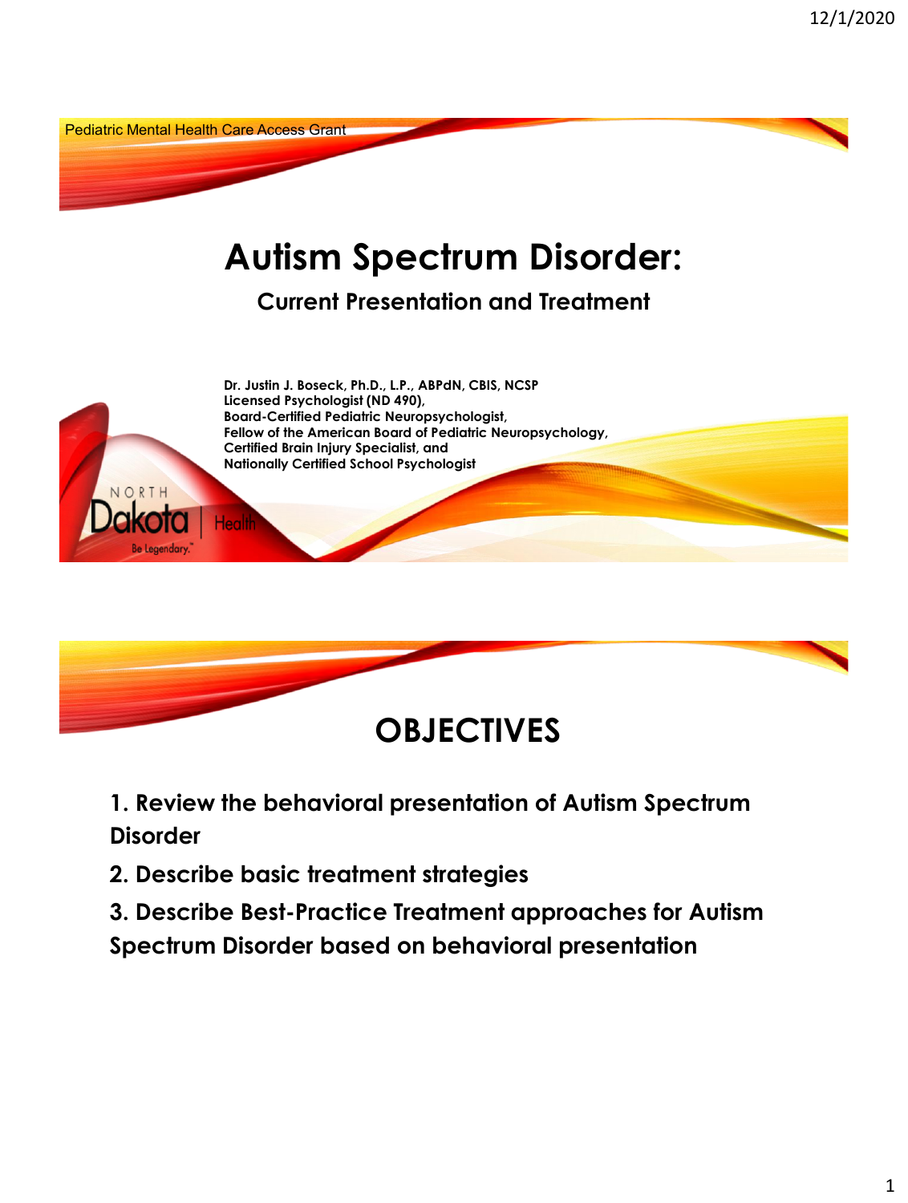Pediatric Mental Health Care Access Grant

# Autism Spectrum Disorder:

## Current Presentation and Treatment

**Dr. Justin J. Boseck, Ph.D., L.P., ABPdN, CBIS, NCSP**
**Licensed Psychologist (ND 490),**
**Board-Certified Pediatric Neuropsychologist,**
**Fellow of the American Board of Pediatric Neuropsychology,**
**Certified Brain Injury Specialist, and**
**Nationally Certified School Psychologist**

NORTH Dakota | Health
Be Legendary.

# OBJECTIVES

**1. Review the behavioral presentation of Autism Spectrum Disorder**

**2. Describe basic treatment strategies**

**3. Describe Best-Practice Treatment approaches for Autism Spectrum Disorder based on behavioral presentation**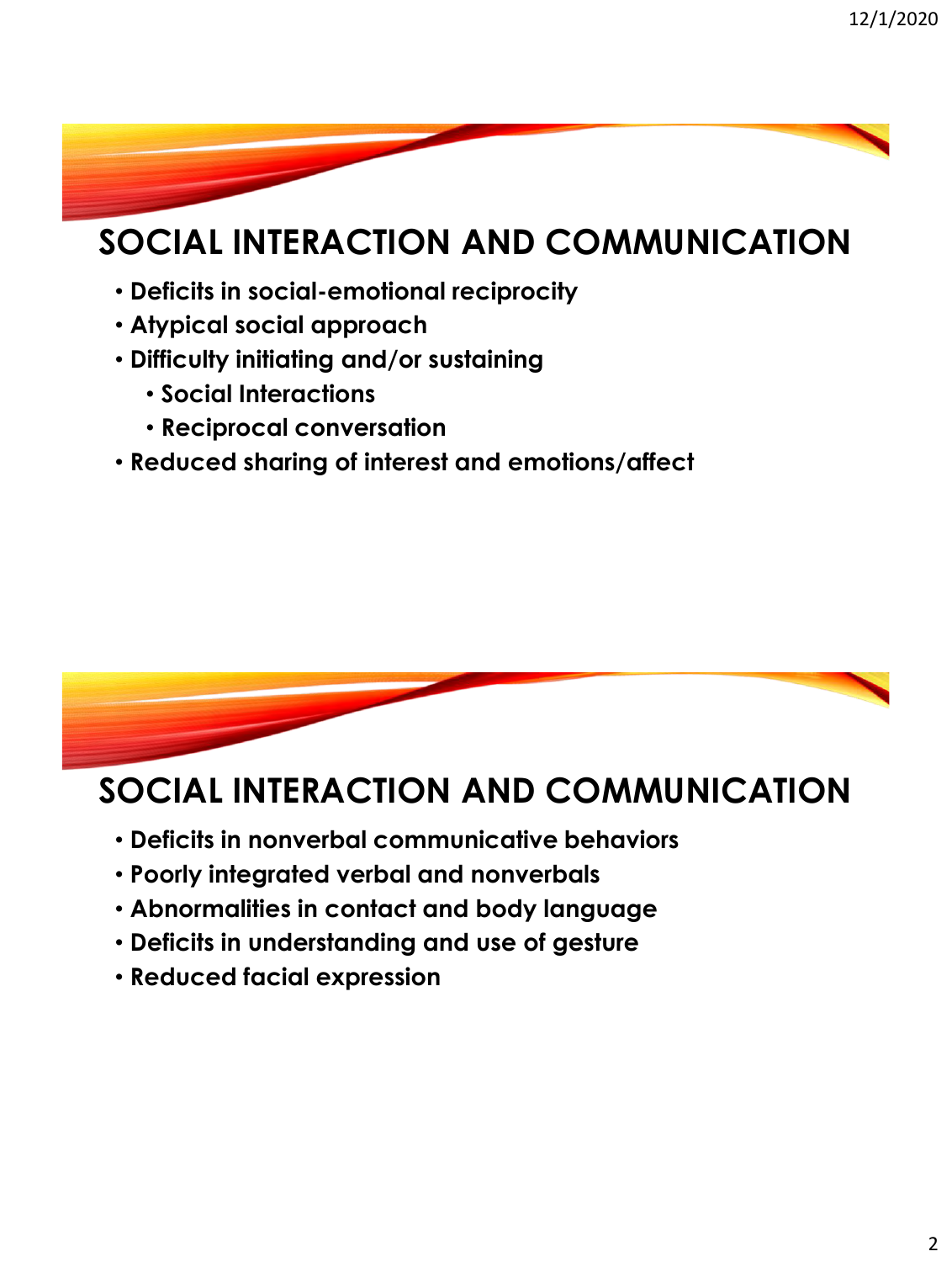## SOCIAL INTERACTION AND COMMUNICATION

- Deficits in social-emotional reciprocity
- Atypical social approach
- Difficulty initiating and/or sustaining
  - Social Interactions
  - Reciprocal conversation
- Reduced sharing of interest and emotions/affect

## SOCIAL INTERACTION AND COMMUNICATION

- Deficits in nonverbal communicative behaviors
- Poorly integrated verbal and nonverbals
- Abnormalities in contact and body language
- Deficits in understanding and use of gesture
- Reduced facial expression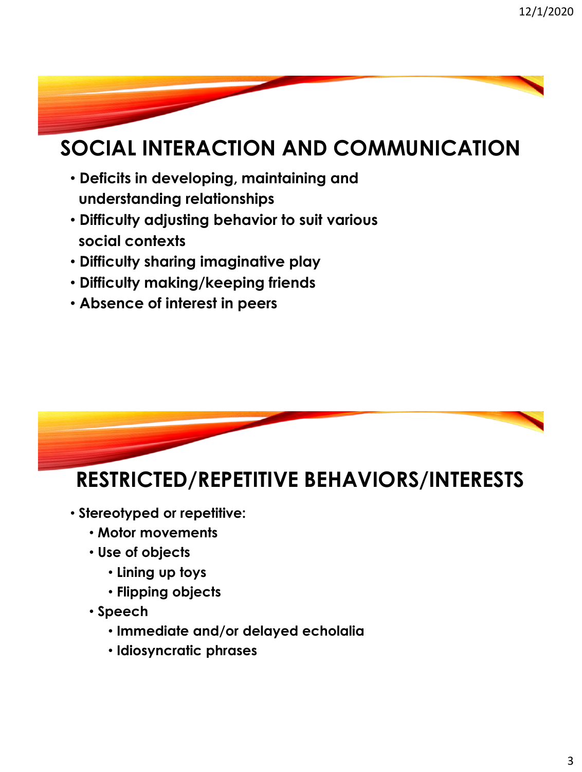## SOCIAL INTERACTION AND COMMUNICATION

- **Deficits in developing, maintaining and understanding relationships**
- **Difficulty adjusting behavior to suit various social contexts**
- **Difficulty sharing imaginative play**
- **Difficulty making/keeping friends**
- **Absence of interest in peers**

## RESTRICTED/REPETITIVE BEHAVIORS/INTERESTS

- **Stereotyped or repetitive:**
  - **Motor movements**
  - **Use of objects**
    - **Lining up toys**
    - **Flipping objects**
  - **Speech**
    - **Immediate and/or delayed echolalia**
    - **Idiosyncratic phrases**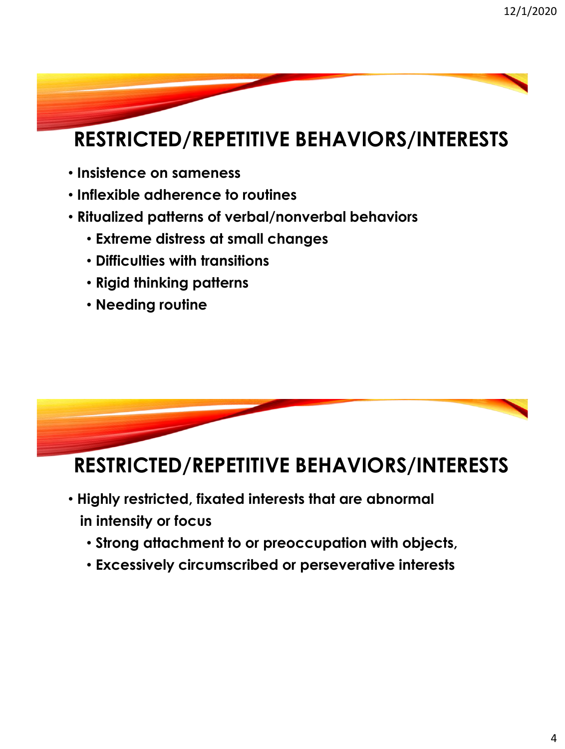## RESTRICTED/REPETITIVE BEHAVIORS/INTERESTS

- Insistence on sameness
- Inflexible adherence to routines
- Ritualized patterns of verbal/nonverbal behaviors
  - Extreme distress at small changes
  - Difficulties with transitions
  - Rigid thinking patterns
  - Needing routine

## RESTRICTED/REPETITIVE BEHAVIORS/INTERESTS

- Highly restricted, fixated interests that are abnormal in intensity or focus
  - Strong attachment to or preoccupation with objects,
  - Excessively circumscribed or perseverative interests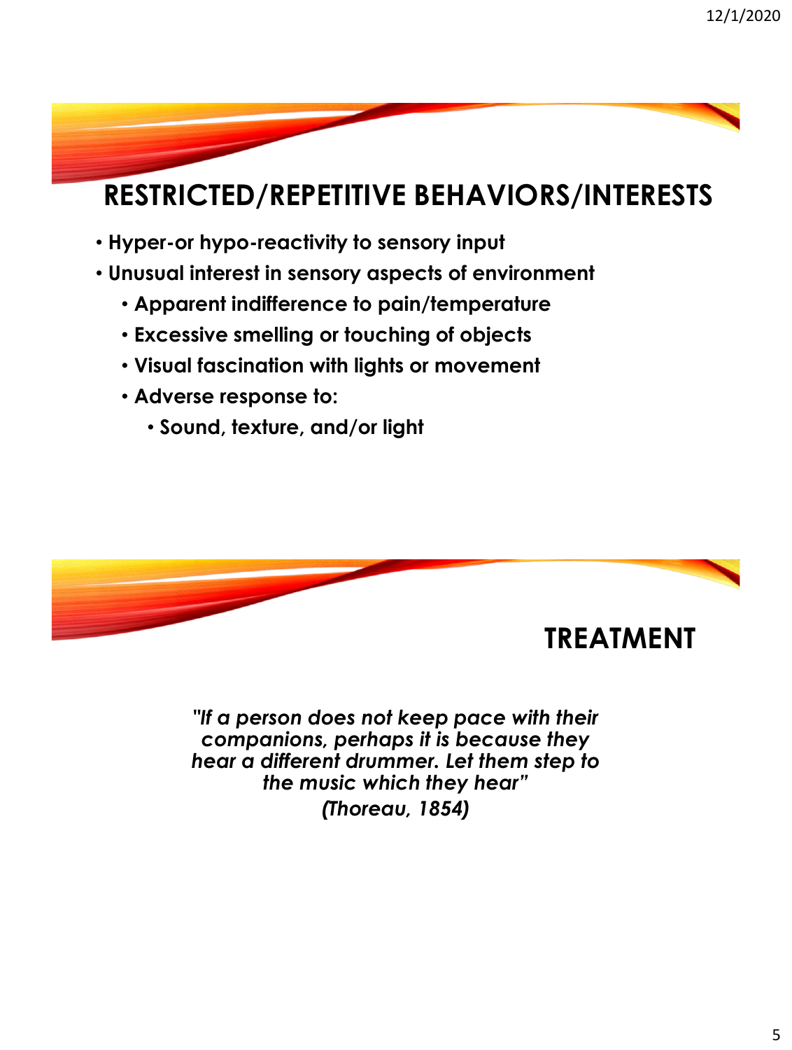## RESTRICTED/REPETITIVE BEHAVIORS/INTERESTS

- **Hyper-or hypo-reactivity to sensory input**
- **Unusual interest in sensory aspects of environment**
  - **Apparent indifference to pain/temperature**
  - **Excessive smelling or touching of objects**
  - **Visual fascination with lights or movement**
  - **Adverse response to:**
    - **Sound, texture, and/or light**

## TREATMENT

***"If a person does not keep pace with their companions, perhaps it is because they hear a different drummer. Let them step to the music which they hear"***

***(Thoreau, 1854)***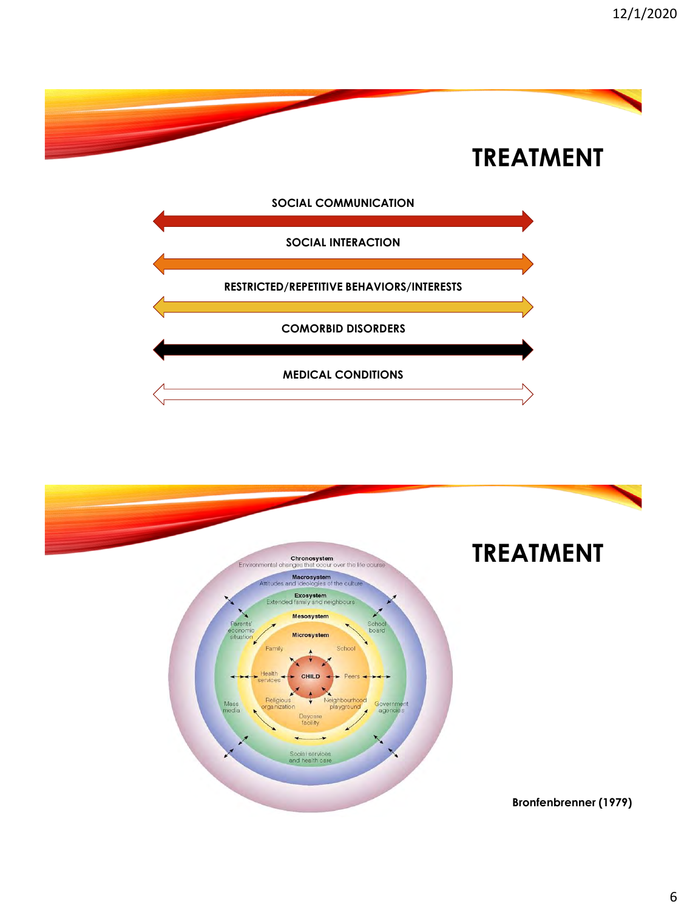# TREATMENT

**SOCIAL COMMUNICATION**

**SOCIAL INTERACTION**

**RESTRICTED/REPETITIVE BEHAVIORS/INTERESTS**

**COMORBID DISORDERS**

**MEDICAL CONDITIONS**

# TREATMENT

**Chronosystem**
Environmental changes that occur over the life course

**Macrosystem**
Attitudes and ideologies of the culture

**Exosystem**
Extended family and neighbours

**Mesosystem**

**Microsystem**

CHILD

Family, School, Peers, Health services, Religious organization, Daycare facility, Neighbourhood playground

Parents' economic situation, School board, Mass media, Government agencies, Social services and health care

**Bronfenbrenner (1979)**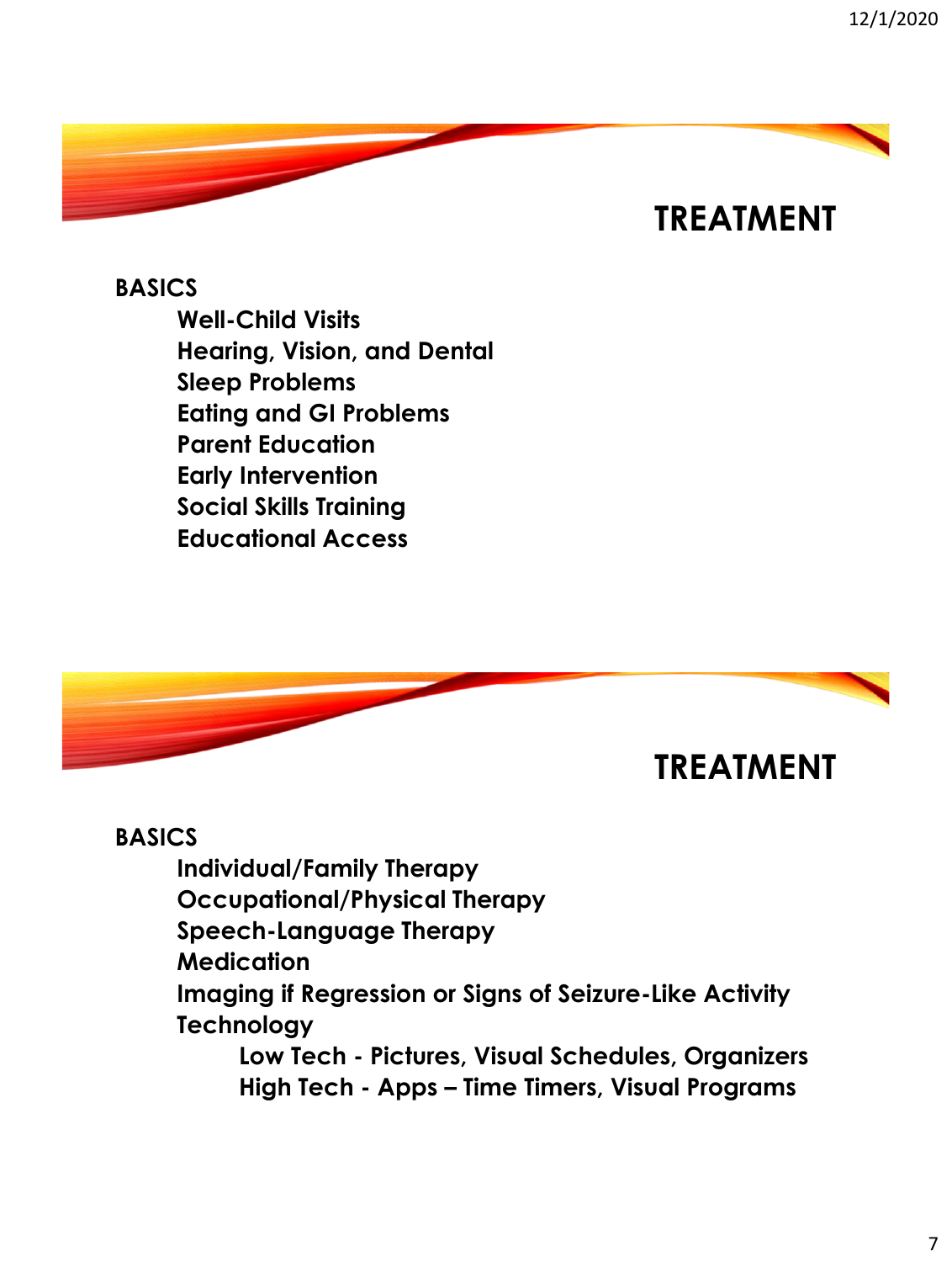## TREATMENT

**BASICS**

- **Well-Child Visits**
- **Hearing, Vision, and Dental**
- **Sleep Problems**
- **Eating and GI Problems**
- **Parent Education**
- **Early Intervention**
- **Social Skills Training**
- **Educational Access**

## TREATMENT

**BASICS**

- **Individual/Family Therapy**
- **Occupational/Physical Therapy**
- **Speech-Language Therapy**
- **Medication**
- **Imaging if Regression or Signs of Seizure-Like Activity**
- **Technology**
  - **Low Tech - Pictures, Visual Schedules, Organizers**
  - **High Tech - Apps – Time Timers, Visual Programs**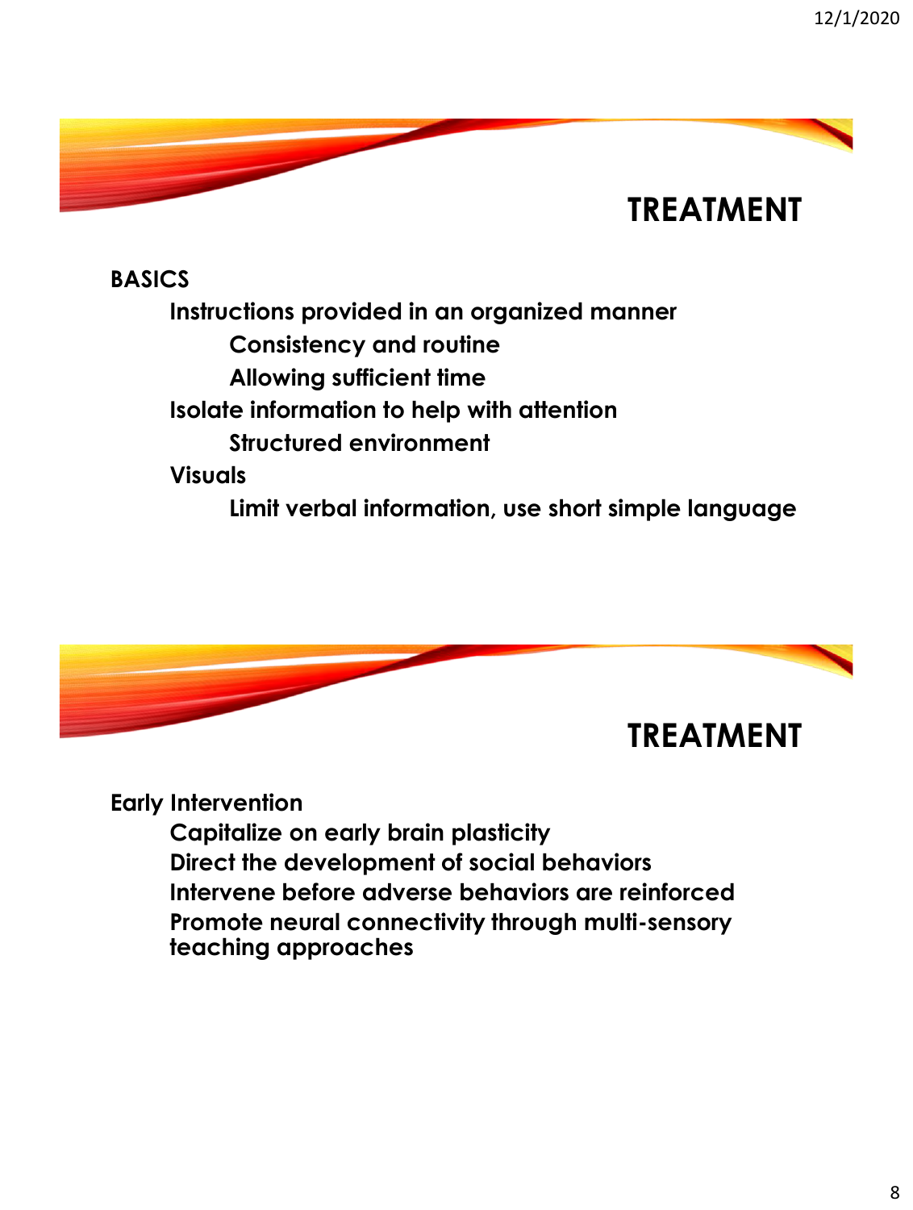## TREATMENT

**BASICS**

- **Instructions provided in an organized manner**
  - **Consistency and routine**
  - **Allowing sufficient time**
- **Isolate information to help with attention**
  - **Structured environment**
- **Visuals**
  - **Limit verbal information, use short simple language**

## TREATMENT

**Early Intervention**

- **Capitalize on early brain plasticity**
- **Direct the development of social behaviors**
- **Intervene before adverse behaviors are reinforced**
- **Promote neural connectivity through multi-sensory teaching approaches**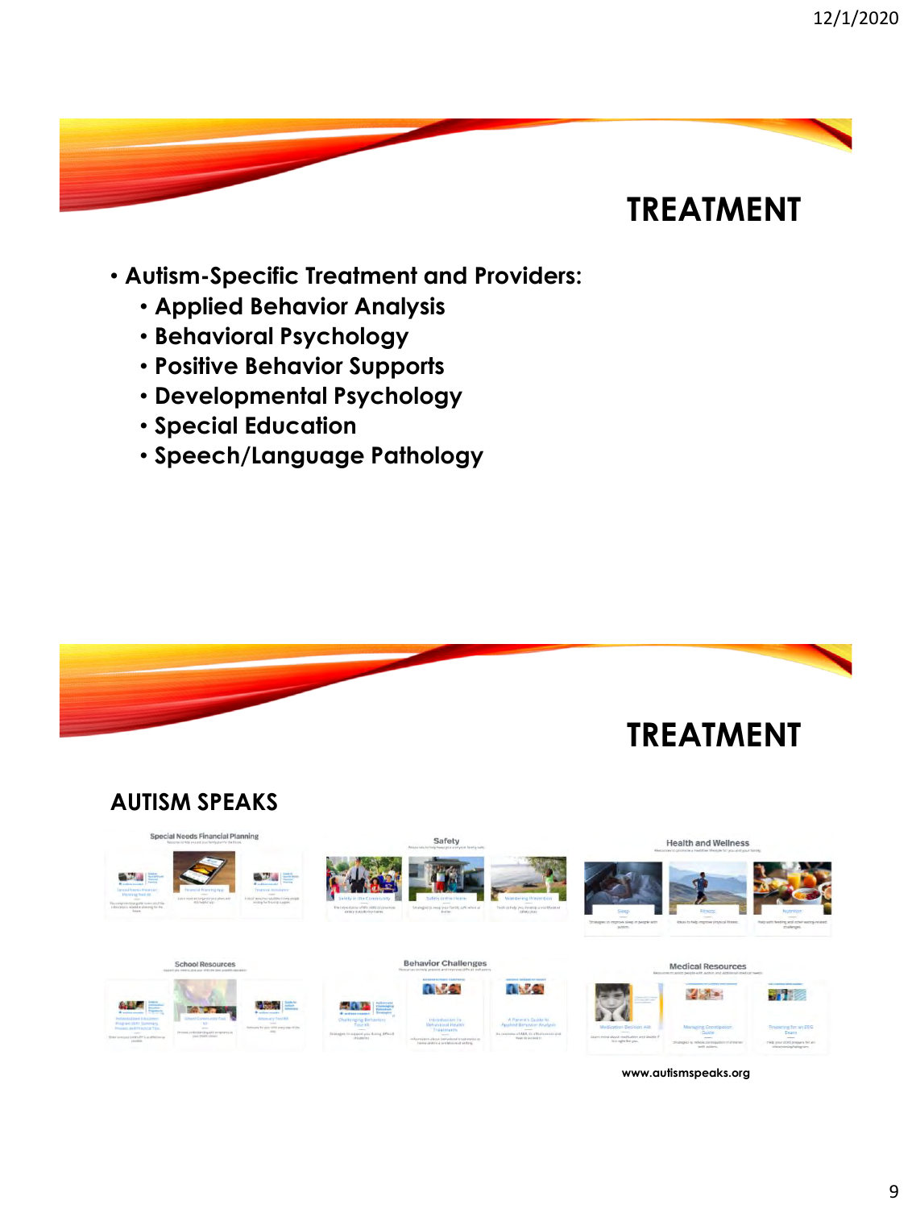# TREATMENT

- Autism-Specific Treatment and Providers:
  - Applied Behavior Analysis
  - Behavioral Psychology
  - Positive Behavior Supports
  - Developmental Psychology
  - Special Education
  - Speech/Language Pathology

# TREATMENT

## AUTISM SPEAKS

Special Needs Financial Planning

Safety

Health and Wellness

School Resources

Behavior Challenges

Medical Resources

www.autismspeaks.org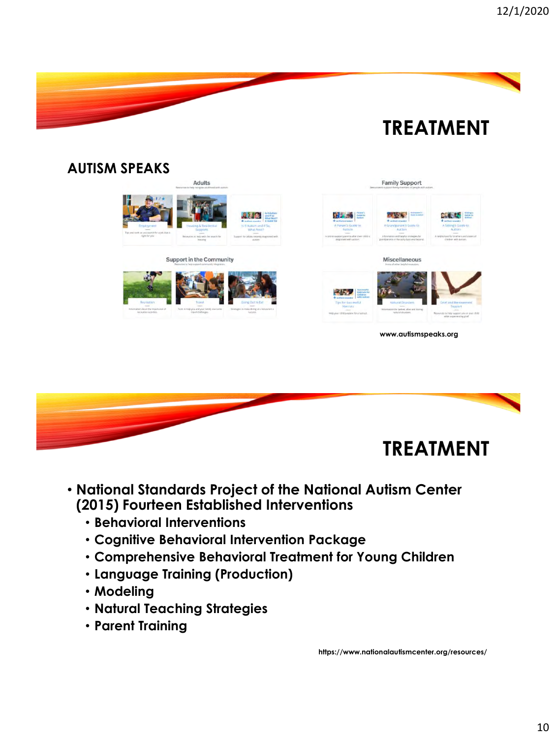# TREATMENT

## AUTISM SPEAKS

Adults

Family Support

Support in the Community

Miscellaneous

www.autismspeaks.org

# TREATMENT

- **National Standards Project of the National Autism Center (2015) Fourteen Established Interventions**
  - **Behavioral Interventions**
  - **Cognitive Behavioral Intervention Package**
  - **Comprehensive Behavioral Treatment for Young Children**
  - **Language Training (Production)**
  - **Modeling**
  - **Natural Teaching Strategies**
  - **Parent Training**

https://www.nationalautismcenter.org/resources/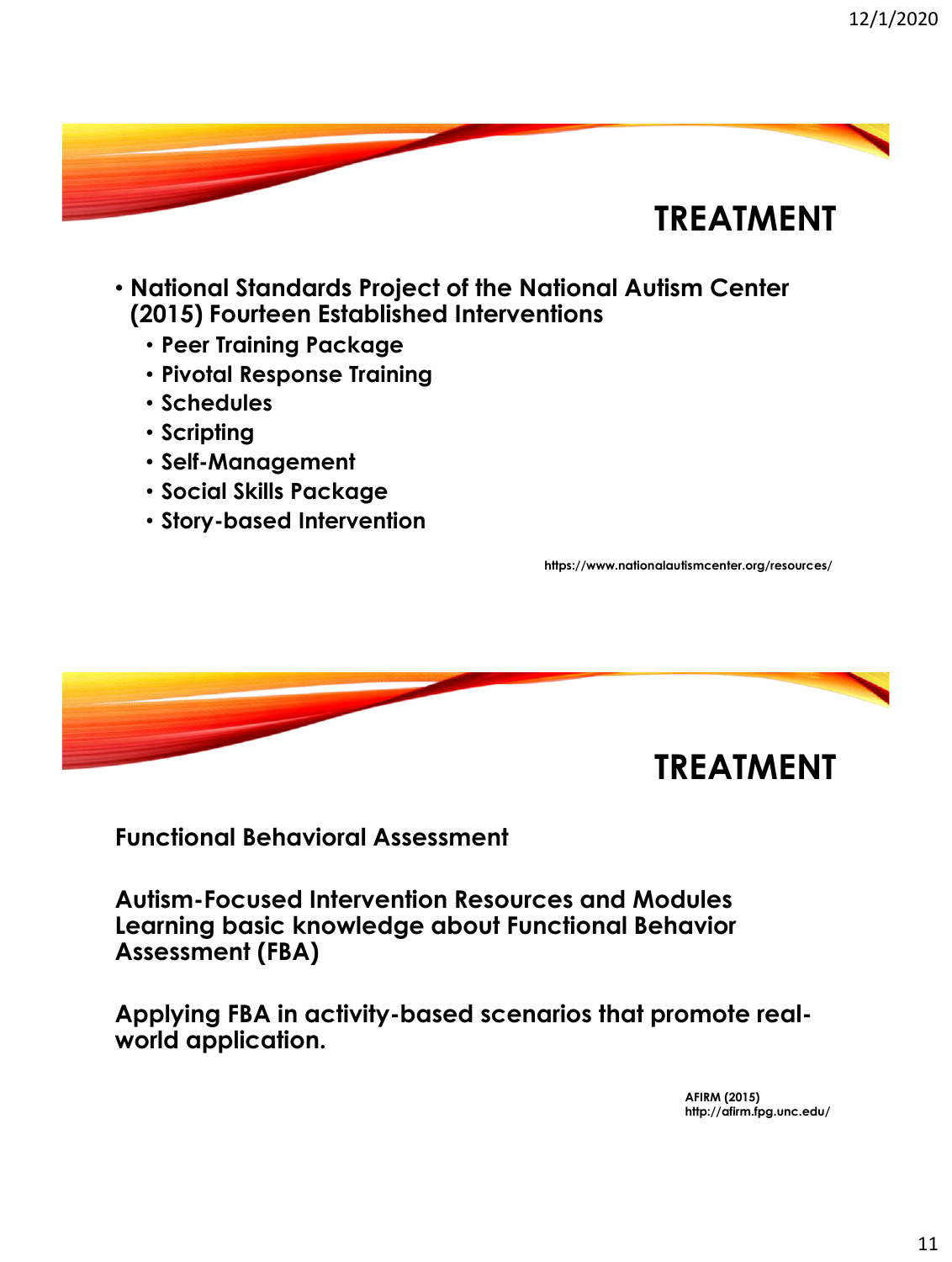## TREATMENT

- **National Standards Project of the National Autism Center (2015) Fourteen Established Interventions**
  - **Peer Training Package**
  - **Pivotal Response Training**
  - **Schedules**
  - **Scripting**
  - **Self-Management**
  - **Social Skills Package**
  - **Story-based Intervention**

**https://www.nationalautismcenter.org/resources/**

## TREATMENT

**Functional Behavioral Assessment**

**Autism-Focused Intervention Resources and Modules Learning basic knowledge about Functional Behavior Assessment (FBA)**

**Applying FBA in activity-based scenarios that promote real-world application.**

**AFIRM (2015)**
**http://afirm.fpg.unc.edu/**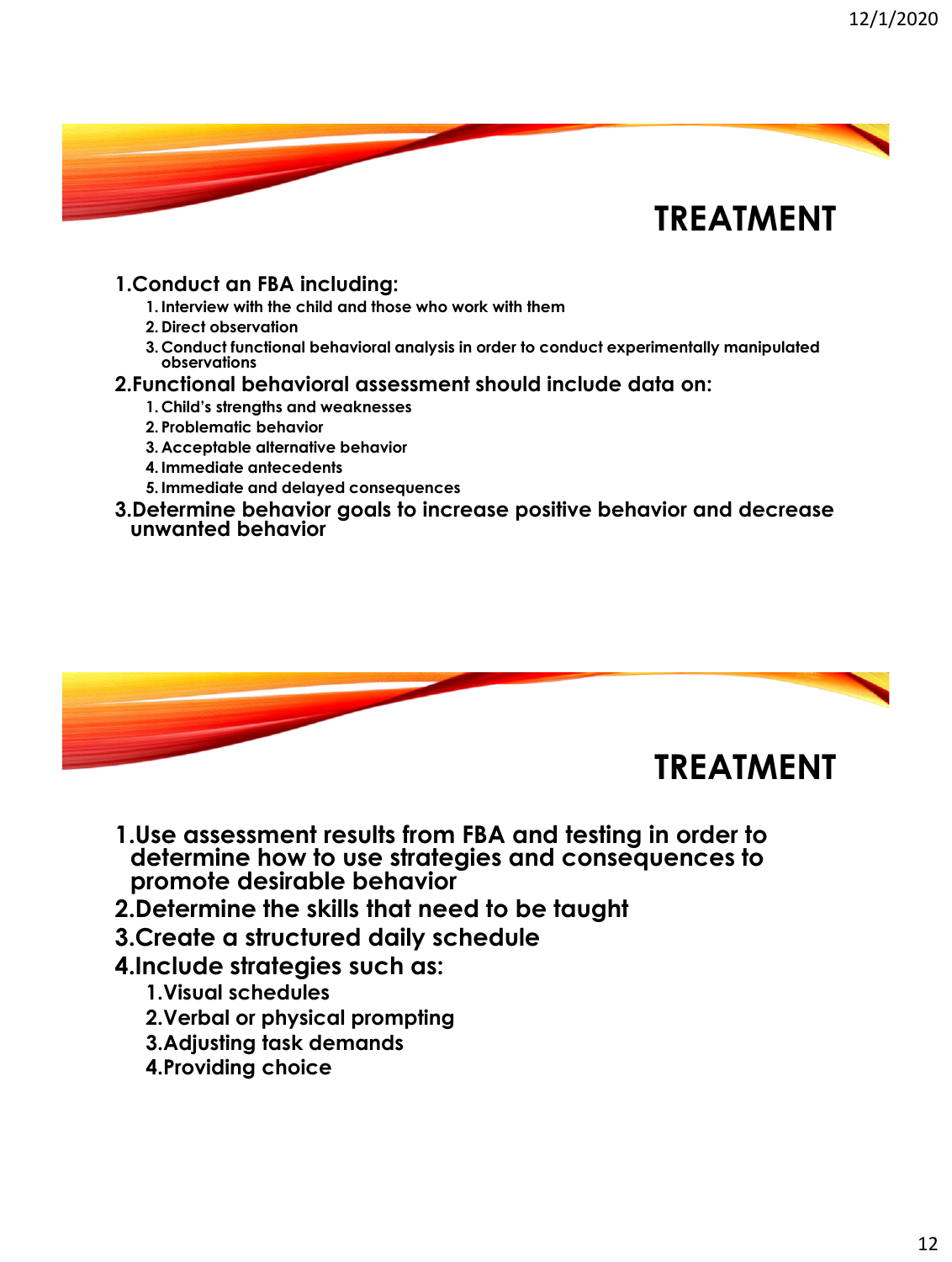## TREATMENT

1. **Conduct an FBA including:**
   1. Interview with the child and those who work with them
   2. Direct observation
   3. Conduct functional behavioral analysis in order to conduct experimentally manipulated observations
2. **Functional behavioral assessment should include data on:**
   1. Child's strengths and weaknesses
   2. Problematic behavior
   3. Acceptable alternative behavior
   4. Immediate antecedents
   5. Immediate and delayed consequences
3. **Determine behavior goals to increase positive behavior and decrease unwanted behavior**

## TREATMENT

1. **Use assessment results from FBA and testing in order to determine how to use strategies and consequences to promote desirable behavior**
2. **Determine the skills that need to be taught**
3. **Create a structured daily schedule**
4. **Include strategies such as:**
   1. Visual schedules
   2. Verbal or physical prompting
   3. Adjusting task demands
   4. Providing choice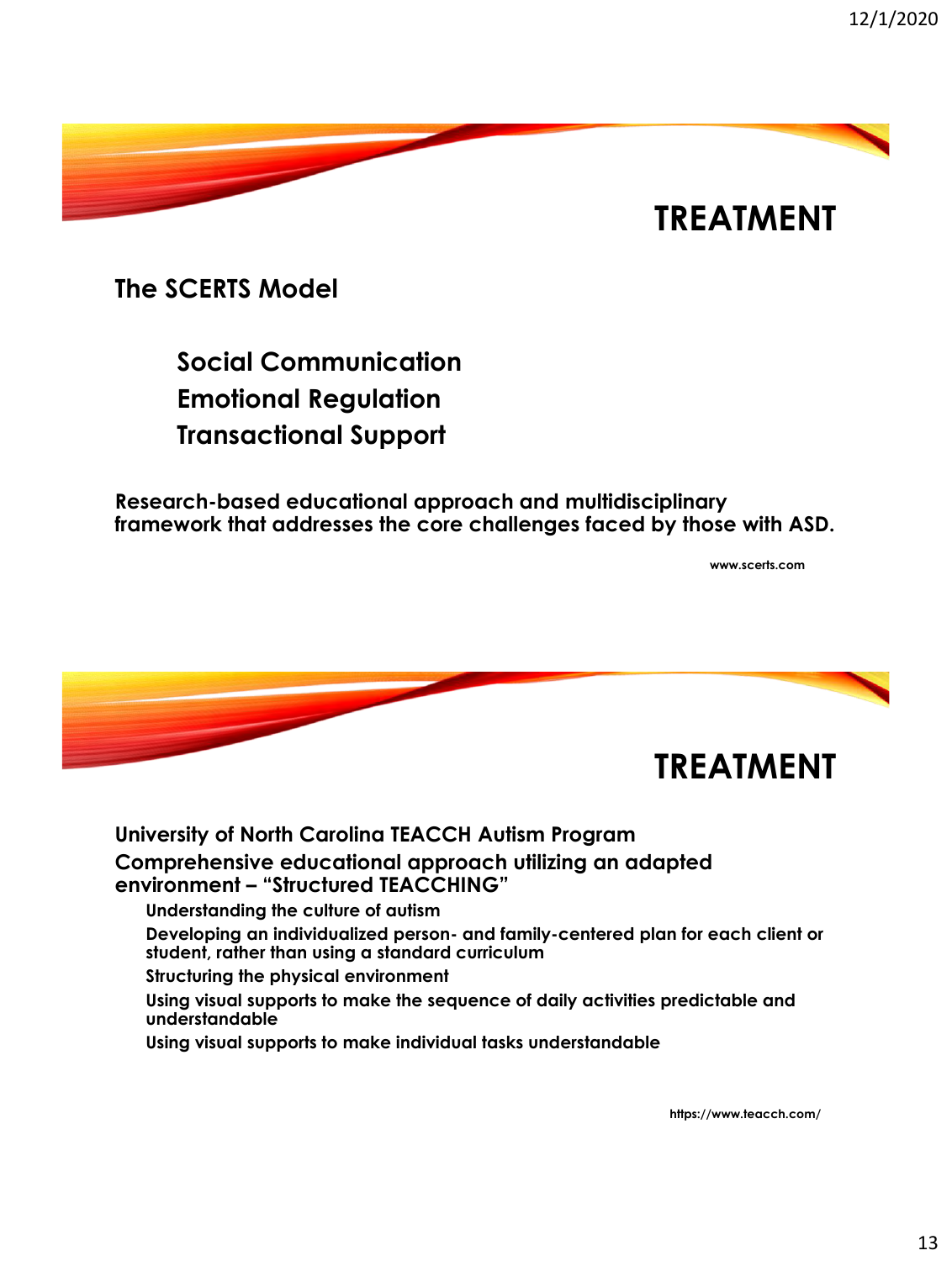## TREATMENT

**The SCERTS Model**

- **Social Communication**
- **Emotional Regulation**
- **Transactional Support**

**Research-based educational approach and multidisciplinary framework that addresses the core challenges faced by those with ASD.**

www.scerts.com

## TREATMENT

**University of North Carolina TEACCH Autism Program**

**Comprehensive educational approach utilizing an adapted environment – "Structured TEACCHING"**

- Understanding the culture of autism
- Developing an individualized person- and family-centered plan for each client or student, rather than using a standard curriculum
- Structuring the physical environment
- Using visual supports to make the sequence of daily activities predictable and understandable
- Using visual supports to make individual tasks understandable

https://www.teacch.com/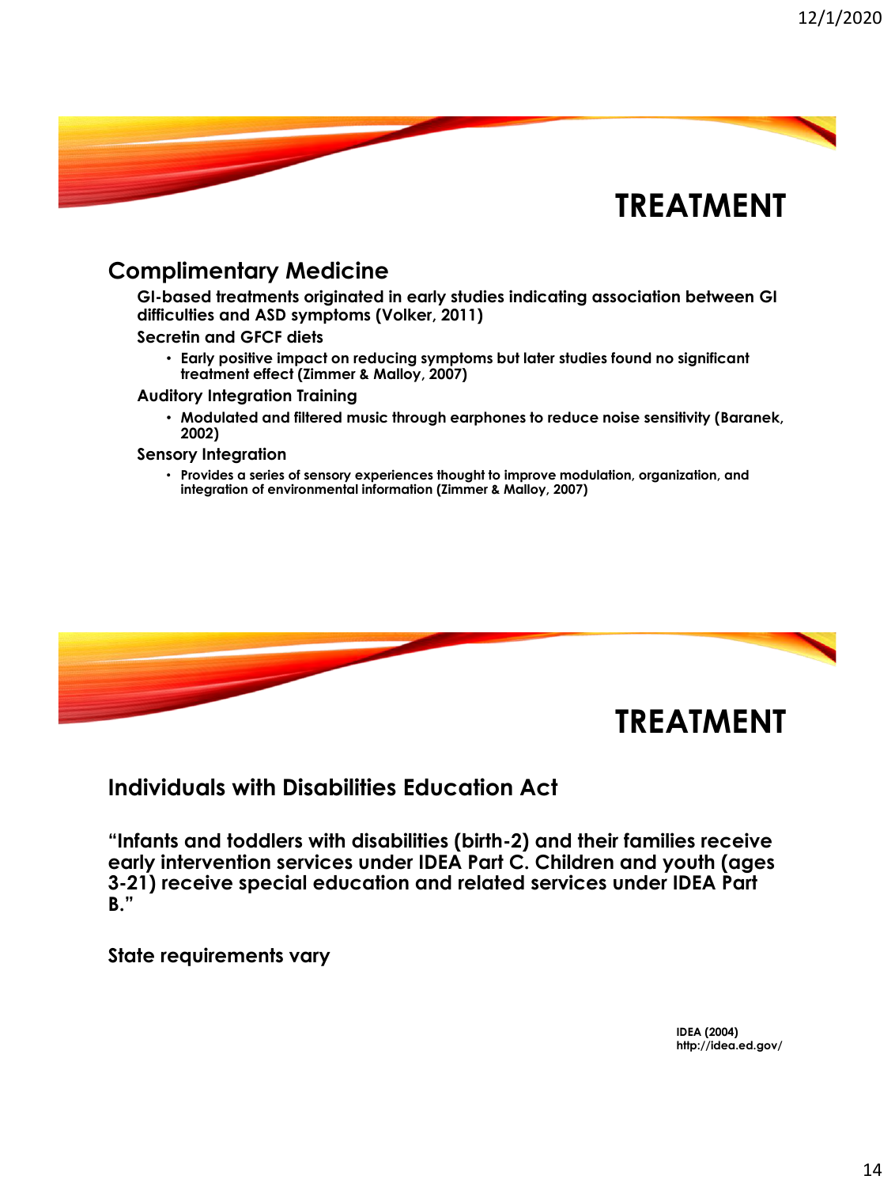# TREATMENT

## Complimentary Medicine

**GI-based treatments originated in early studies indicating association between GI difficulties and ASD symptoms (Volker, 2011)**

**Secretin and GFCF diets**

- **Early positive impact on reducing symptoms but later studies found no significant treatment effect (Zimmer & Malloy, 2007)**

**Auditory Integration Training**

- **Modulated and filtered music through earphones to reduce noise sensitivity (Baranek, 2002)**

**Sensory Integration**

- **Provides a series of sensory experiences thought to improve modulation, organization, and integration of environmental information (Zimmer & Malloy, 2007)**

# TREATMENT

## Individuals with Disabilities Education Act

**"Infants and toddlers with disabilities (birth-2) and their families receive early intervention services under IDEA Part C. Children and youth (ages 3-21) receive special education and related services under IDEA Part B."**

**State requirements vary**

**IDEA (2004)**
**http://idea.ed.gov/**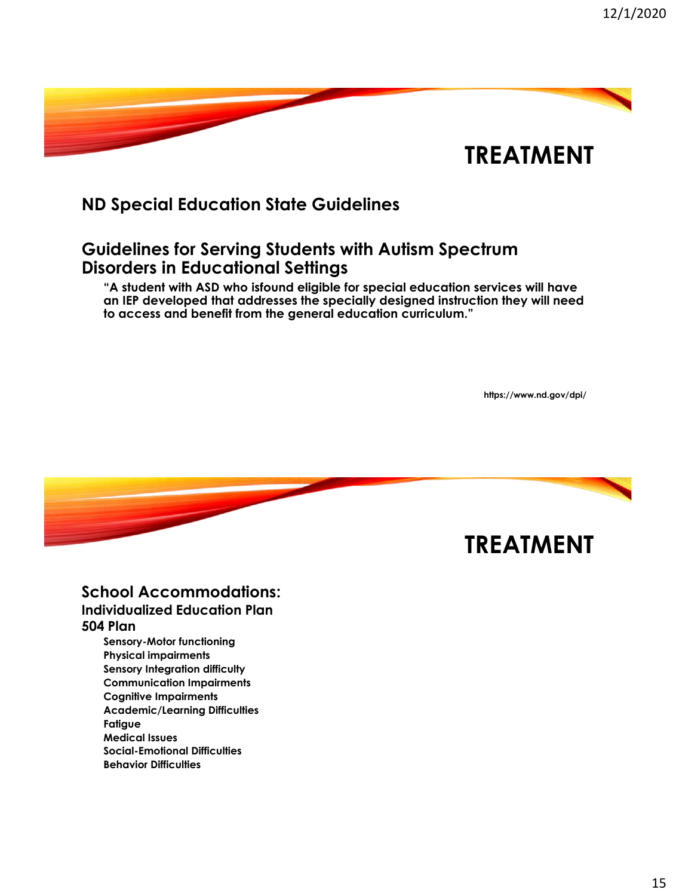# TREATMENT

## ND Special Education State Guidelines

## Guidelines for Serving Students with Autism Spectrum Disorders in Educational Settings

**"A student with ASD who isfound eligible for special education services will have an IEP developed that addresses the specially designed instruction they will need to access and benefit from the general education curriculum."**

**https://www.nd.gov/dpi/**

# TREATMENT

## School Accommodations:

### Individualized Education Plan

### 504 Plan

- Sensory-Motor functioning
- Physical impairments
- Sensory Integration difficulty
- Communication Impairments
- Cognitive Impairments
- Academic/Learning Difficulties
- Fatigue
- Medical Issues
- Social-Emotional Difficulties
- Behavior Difficulties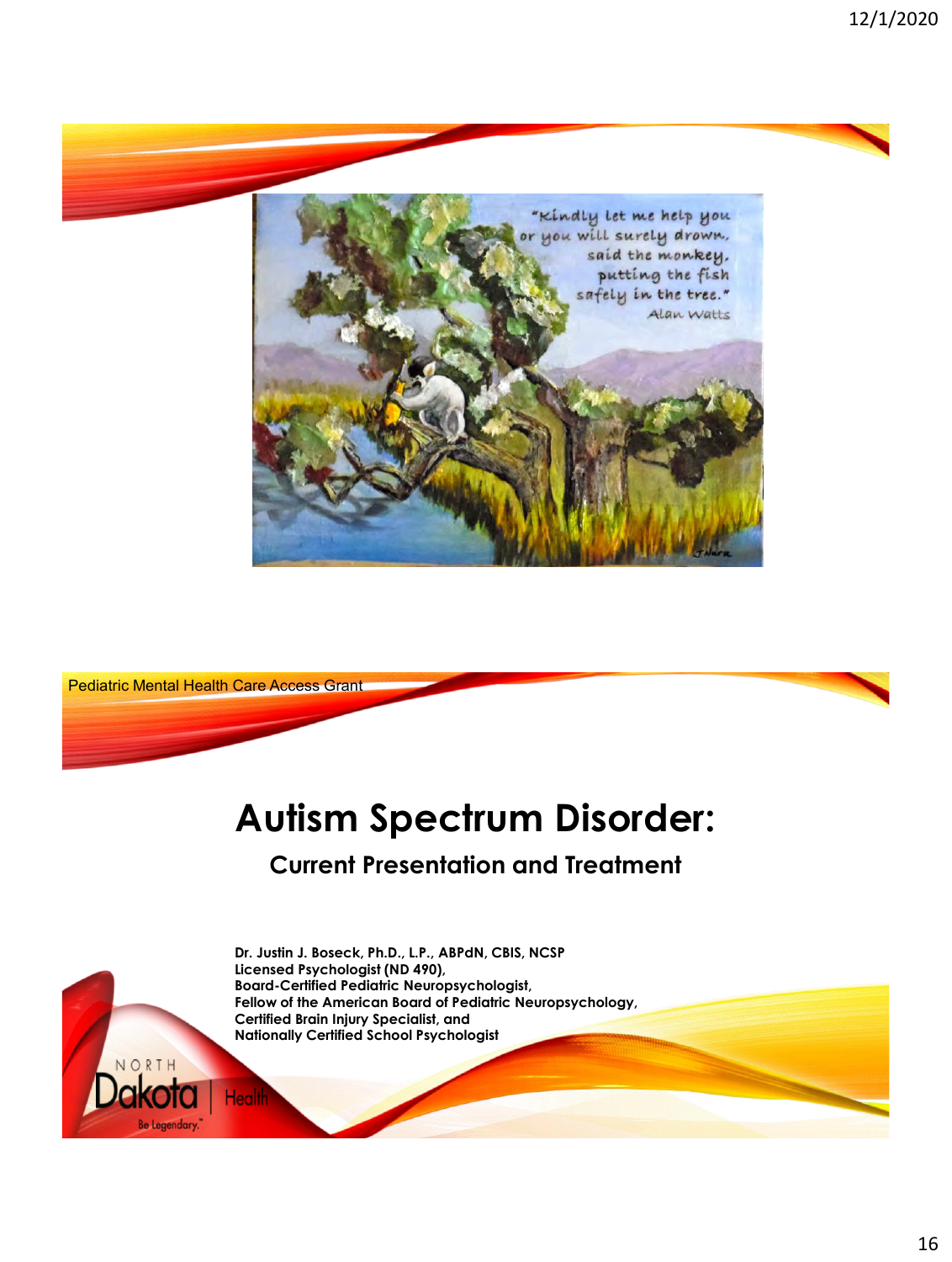"Kindly let me help you or you will surely drown, said the monkey, putting the fish safely in the tree."
Alan Watts

Pediatric Mental Health Care Access Grant

# Autism Spectrum Disorder:

## Current Presentation and Treatment

**Dr. Justin J. Boseck, Ph.D., L.P., ABPdN, CBIS, NCSP**
**Licensed Psychologist (ND 490),**
**Board-Certified Pediatric Neuropsychologist,**
**Fellow of the American Board of Pediatric Neuropsychology,**
**Certified Brain Injury Specialist, and**
**Nationally Certified School Psychologist**

NORTH Dakota | Health
Be Legendary.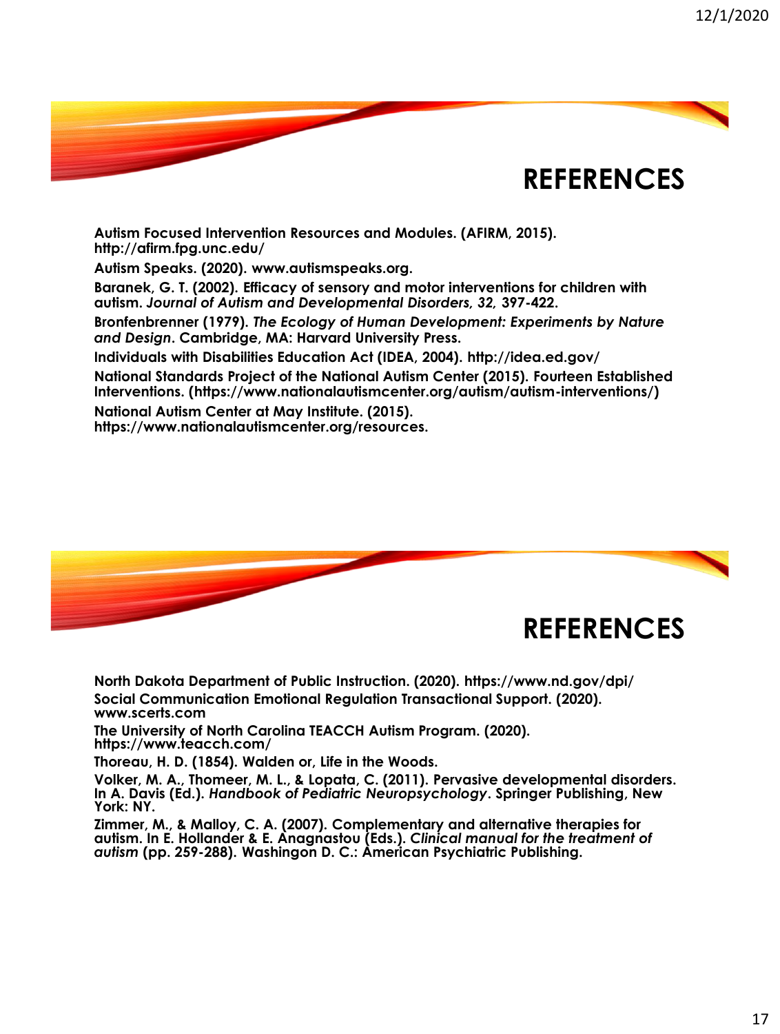# REFERENCES

**Autism Focused Intervention Resources and Modules. (AFIRM, 2015). http://afirm.fpg.unc.edu/**

**Autism Speaks. (2020). www.autismspeaks.org.**

**Baranek, G. T. (2002). Efficacy of sensory and motor interventions for children with autism. *Journal of Autism and Developmental Disorders, 32,* 397-422.**

**Bronfenbrenner (1979). *The Ecology of Human Development: Experiments by Nature and Design*. Cambridge, MA: Harvard University Press.**

**Individuals with Disabilities Education Act (IDEA, 2004). http://idea.ed.gov/**

**National Standards Project of the National Autism Center (2015). Fourteen Established Interventions. (https://www.nationalautismcenter.org/autism/autism-interventions/)**

**National Autism Center at May Institute. (2015). https://www.nationalautismcenter.org/resources.**

# REFERENCES

**North Dakota Department of Public Instruction. (2020). https://www.nd.gov/dpi/**

**Social Communication Emotional Regulation Transactional Support. (2020). www.scerts.com**

**The University of North Carolina TEACCH Autism Program. (2020). https://www.teacch.com/**

**Thoreau, H. D. (1854). Walden or, Life in the Woods.**

**Volker, M. A., Thomeer, M. L., & Lopata, C. (2011). Pervasive developmental disorders. In A. Davis (Ed.). *Handbook of Pediatric Neuropsychology*. Springer Publishing, New York: NY.**

**Zimmer, M., & Malloy, C. A. (2007). Complementary and alternative therapies for autism. In E. Hollander & E. Anagnastou (Eds.). *Clinical manual for the treatment of autism* (pp. 259-288). Washingon D. C.: American Psychiatric Publishing.**